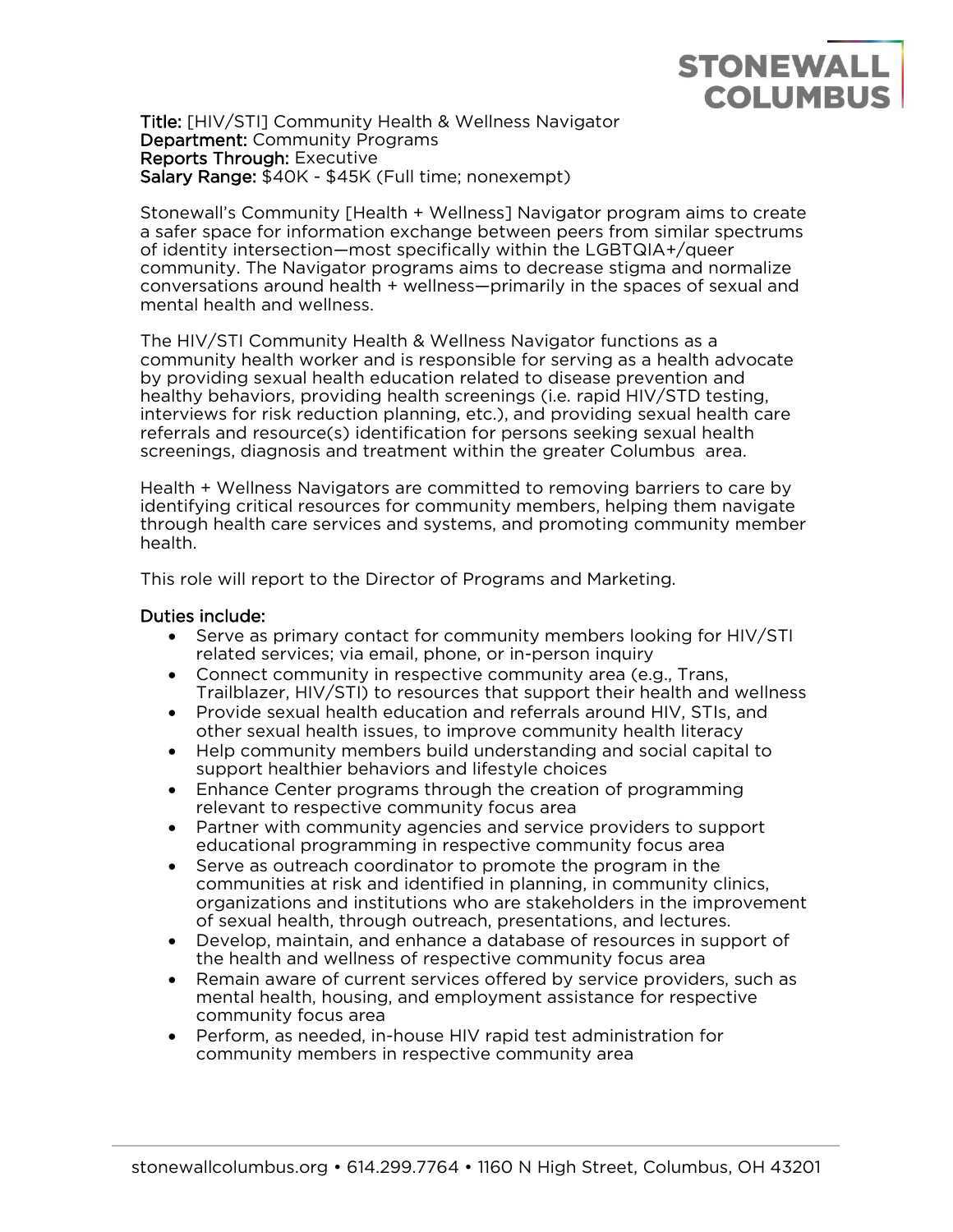**Title:** [HIV/STI] Community Health & Wellness Navigator
**Department:** Community Programs
**Reports Through:** Executive
**Salary Range:** $40K - $45K (Full time; nonexempt)

Stonewall's Community [Health + Wellness] Navigator program aims to create a safer space for information exchange between peers from similar spectrums of identity intersection—most specifically within the LGBTQIA+/queer community. The Navigator programs aims to decrease stigma and normalize conversations around health + wellness—primarily in the spaces of sexual and mental health and wellness.

The HIV/STI Community Health & Wellness Navigator functions as a community health worker and is responsible for serving as a health advocate by providing sexual health education related to disease prevention and healthy behaviors, providing health screenings (i.e. rapid HIV/STD testing, interviews for risk reduction planning, etc.), and providing sexual health care referrals and resource(s) identification for persons seeking sexual health screenings, diagnosis and treatment within the greater Columbus area.

Health + Wellness Navigators are committed to removing barriers to care by identifying critical resources for community members, helping them navigate through health care services and systems, and promoting community member health.

This role will report to the Director of Programs and Marketing.

**Duties include:**

- Serve as primary contact for community members looking for HIV/STI related services; via email, phone, or in-person inquiry
- Connect community in respective community area (e.g., Trans, Trailblazer, HIV/STI) to resources that support their health and wellness
- Provide sexual health education and referrals around HIV, STIs, and other sexual health issues, to improve community health literacy
- Help community members build understanding and social capital to support healthier behaviors and lifestyle choices
- Enhance Center programs through the creation of programming relevant to respective community focus area
- Partner with community agencies and service providers to support educational programming in respective community focus area
- Serve as outreach coordinator to promote the program in the communities at risk and identified in planning, in community clinics, organizations and institutions who are stakeholders in the improvement of sexual health, through outreach, presentations, and lectures.
- Develop, maintain, and enhance a database of resources in support of the health and wellness of respective community focus area
- Remain aware of current services offered by service providers, such as mental health, housing, and employment assistance for respective community focus area
- Perform, as needed, in-house HIV rapid test administration for community members in respective community area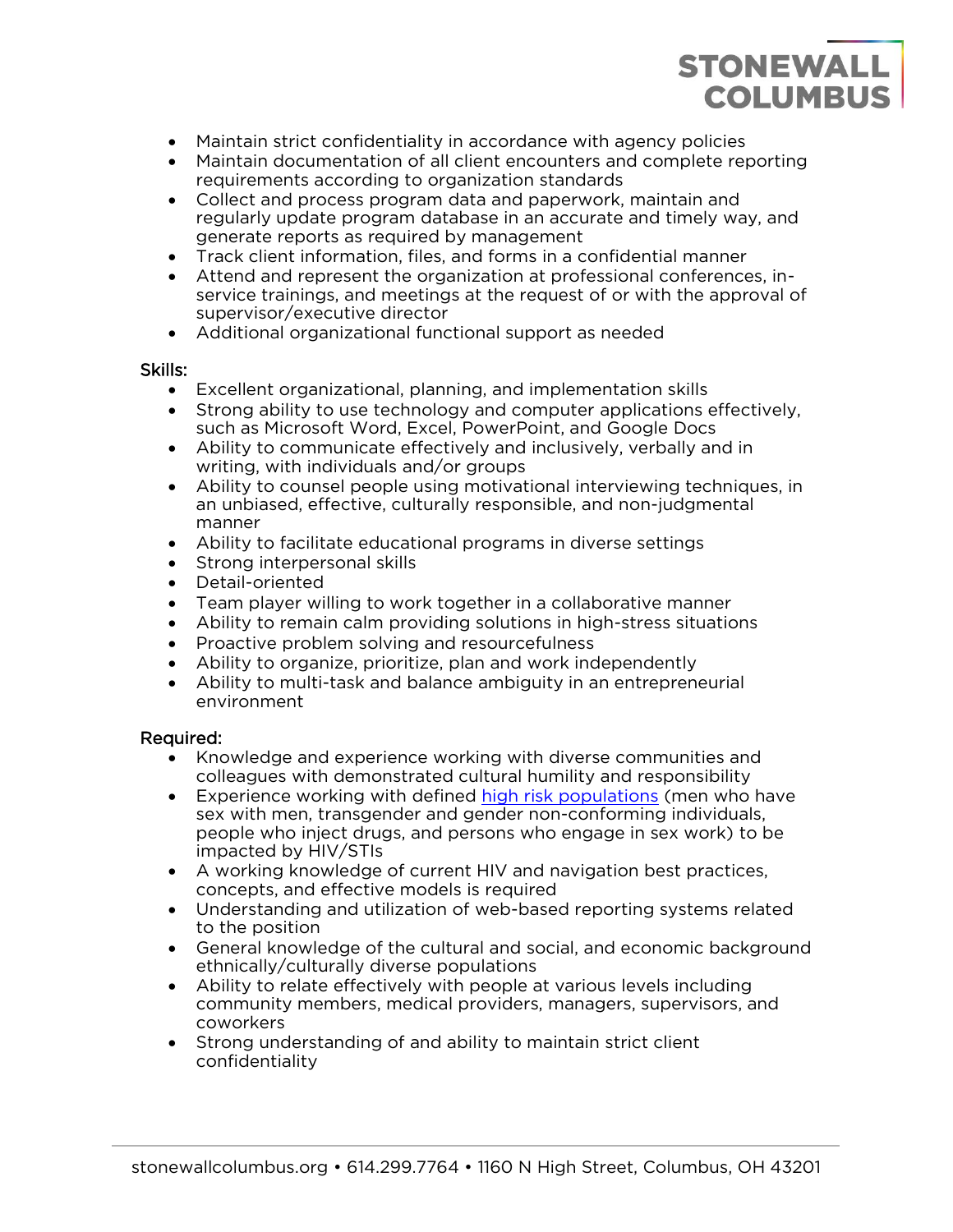- Maintain strict confidentiality in accordance with agency policies
- Maintain documentation of all client encounters and complete reporting requirements according to organization standards
- Collect and process program data and paperwork, maintain and regularly update program database in an accurate and timely way, and generate reports as required by management
- Track client information, files, and forms in a confidential manner
- Attend and represent the organization at professional conferences, in-service trainings, and meetings at the request of or with the approval of supervisor/executive director
- Additional organizational functional support as needed

Skills:

- Excellent organizational, planning, and implementation skills
- Strong ability to use technology and computer applications effectively, such as Microsoft Word, Excel, PowerPoint, and Google Docs
- Ability to communicate effectively and inclusively, verbally and in writing, with individuals and/or groups
- Ability to counsel people using motivational interviewing techniques, in an unbiased, effective, culturally responsible, and non-judgmental manner
- Ability to facilitate educational programs in diverse settings
- Strong interpersonal skills
- Detail-oriented
- Team player willing to work together in a collaborative manner
- Ability to remain calm providing solutions in high-stress situations
- Proactive problem solving and resourcefulness
- Ability to organize, prioritize, plan and work independently
- Ability to multi-task and balance ambiguity in an entrepreneurial environment

Required:

- Knowledge and experience working with diverse communities and colleagues with demonstrated cultural humility and responsibility
- Experience working with defined high risk populations (men who have sex with men, transgender and gender non-conforming individuals, people who inject drugs, and persons who engage in sex work) to be impacted by HIV/STIs
- A working knowledge of current HIV and navigation best practices, concepts, and effective models is required
- Understanding and utilization of web-based reporting systems related to the position
- General knowledge of the cultural and social, and economic background ethnically/culturally diverse populations
- Ability to relate effectively with people at various levels including community members, medical providers, managers, supervisors, and coworkers
- Strong understanding of and ability to maintain strict client confidentiality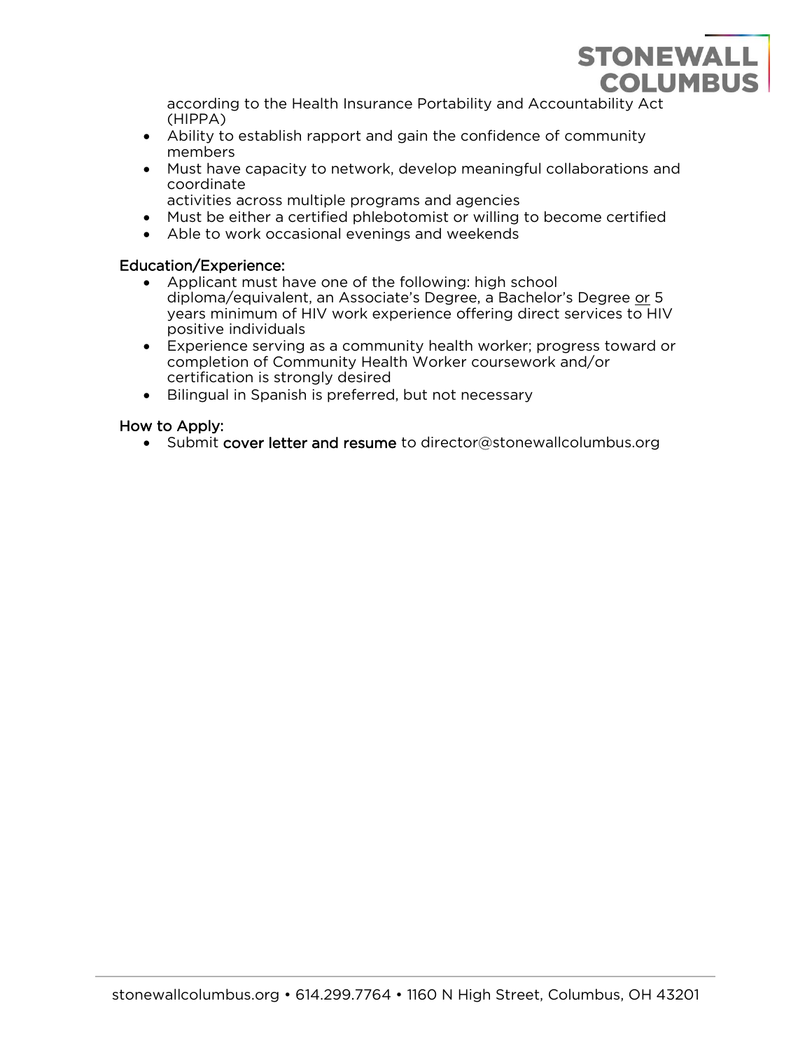according to the Health Insurance Portability and Accountability Act (HIPPA)

- Ability to establish rapport and gain the confidence of community members
- Must have capacity to network, develop meaningful collaborations and coordinate activities across multiple programs and agencies
- Must be either a certified phlebotomist or willing to become certified
- Able to work occasional evenings and weekends

### Education/Experience:

- Applicant must have one of the following: high school diploma/equivalent, an Associate's Degree, a Bachelor's Degree or 5 years minimum of HIV work experience offering direct services to HIV positive individuals
- Experience serving as a community health worker; progress toward or completion of Community Health Worker coursework and/or certification is strongly desired
- Bilingual in Spanish is preferred, but not necessary

### How to Apply:

- Submit **cover letter and resume** to director@stonewallcolumbus.org